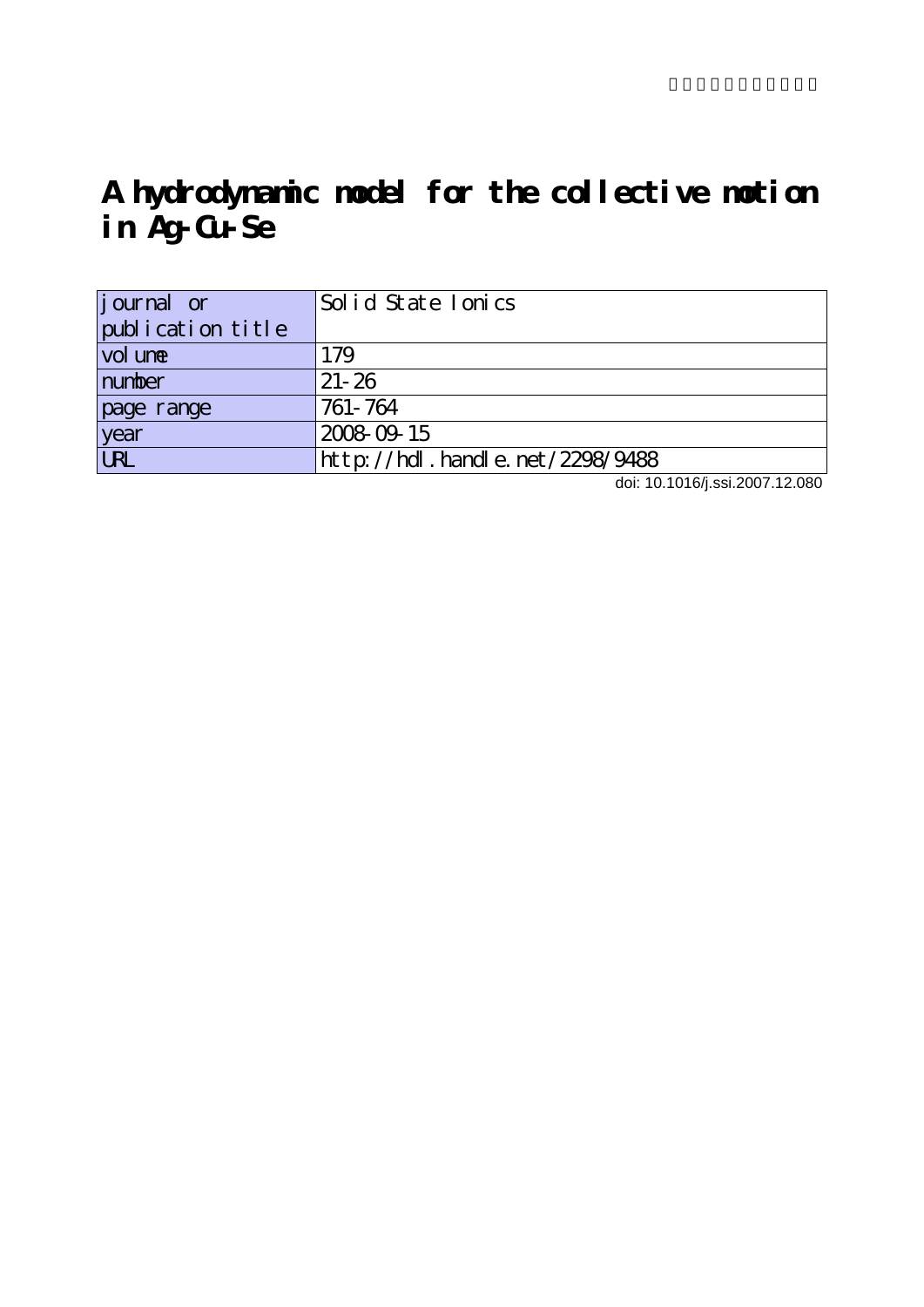# A hydrodynamic model for the collective motion in Ag-Cu-Se

| journal or publication title | Solid State Ionics |
| --- | --- |
| volume | 179 |
| number | 21-26 |
| page range | 761-764 |
| year | 2008-09-15 |
| URL | http://hdl.handle.net/2298/9488 |

doi: 10.1016/j.ssi.2007.12.080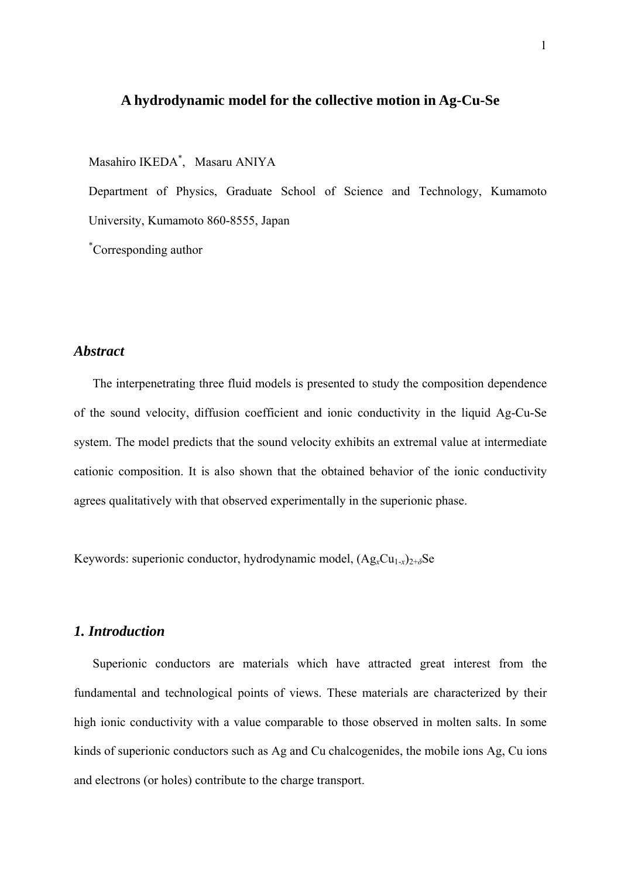# A hydrodynamic model for the collective motion in Ag-Cu-Se

Masahiro IKEDA[*], Masaru ANIYA

Department of Physics, Graduate School of Science and Technology, Kumamoto University, Kumamoto 860-8555, Japan

[*]Corresponding author

## *Abstract*

The interpenetrating three fluid models is presented to study the composition dependence of the sound velocity, diffusion coefficient and ionic conductivity in the liquid Ag-Cu-Se system. The model predicts that the sound velocity exhibits an extremal value at intermediate cationic composition. It is also shown that the obtained behavior of the ionic conductivity agrees qualitatively with that observed experimentally in the superionic phase.

Keywords: superionic conductor, hydrodynamic model, $(Ag_xCu_{1-x})_{2+\delta}Se$

## *1. Introduction*

Superionic conductors are materials which have attracted great interest from the fundamental and technological points of views. These materials are characterized by their high ionic conductivity with a value comparable to those observed in molten salts. In some kinds of superionic conductors such as Ag and Cu chalcogenides, the mobile ions Ag, Cu ions and electrons (or holes) contribute to the charge transport.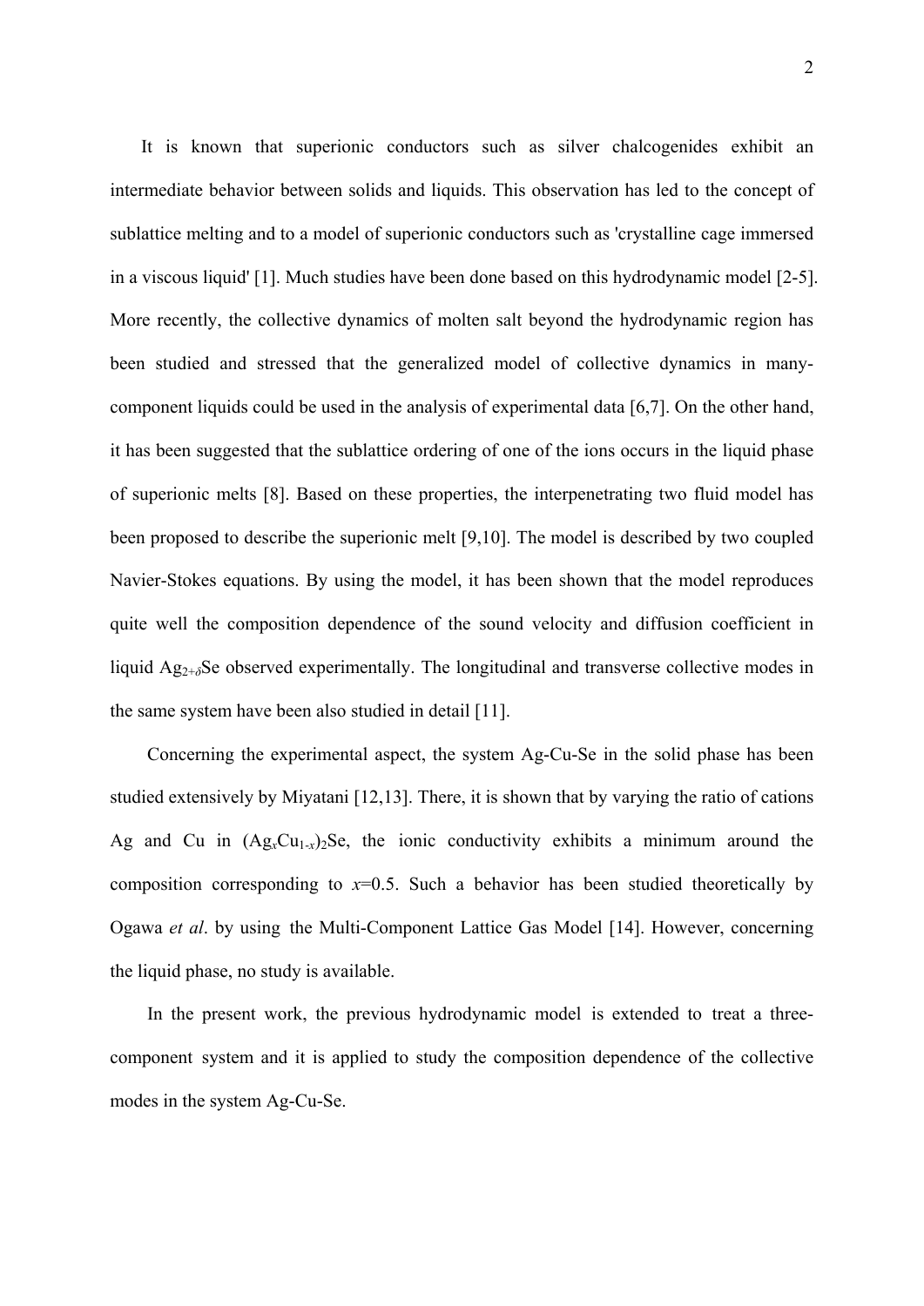It is known that superionic conductors such as silver chalcogenides exhibit an intermediate behavior between solids and liquids. This observation has led to the concept of sublattice melting and to a model of superionic conductors such as 'crystalline cage immersed in a viscous liquid' [1]. Much studies have been done based on this hydrodynamic model [2-5]. More recently, the collective dynamics of molten salt beyond the hydrodynamic region has been studied and stressed that the generalized model of collective dynamics in many-component liquids could be used in the analysis of experimental data [6,7]. On the other hand, it has been suggested that the sublattice ordering of one of the ions occurs in the liquid phase of superionic melts [8]. Based on these properties, the interpenetrating two fluid model has been proposed to describe the superionic melt [9,10]. The model is described by two coupled Navier-Stokes equations. By using the model, it has been shown that the model reproduces quite well the composition dependence of the sound velocity and diffusion coefficient in liquid $Ag_{2+\delta}Se$ observed experimentally. The longitudinal and transverse collective modes in the same system have been also studied in detail [11].

Concerning the experimental aspect, the system Ag-Cu-Se in the solid phase has been studied extensively by Miyatani [12,13]. There, it is shown that by varying the ratio of cations Ag and Cu in $(Ag_xCu_{1-x})_2Se$, the ionic conductivity exhibits a minimum around the composition corresponding to $x$=0.5. Such a behavior has been studied theoretically by Ogawa *et al*. by using the Multi-Component Lattice Gas Model [14]. However, concerning the liquid phase, no study is available.

In the present work, the previous hydrodynamic model is extended to treat a three-component system and it is applied to study the composition dependence of the collective modes in the system Ag-Cu-Se.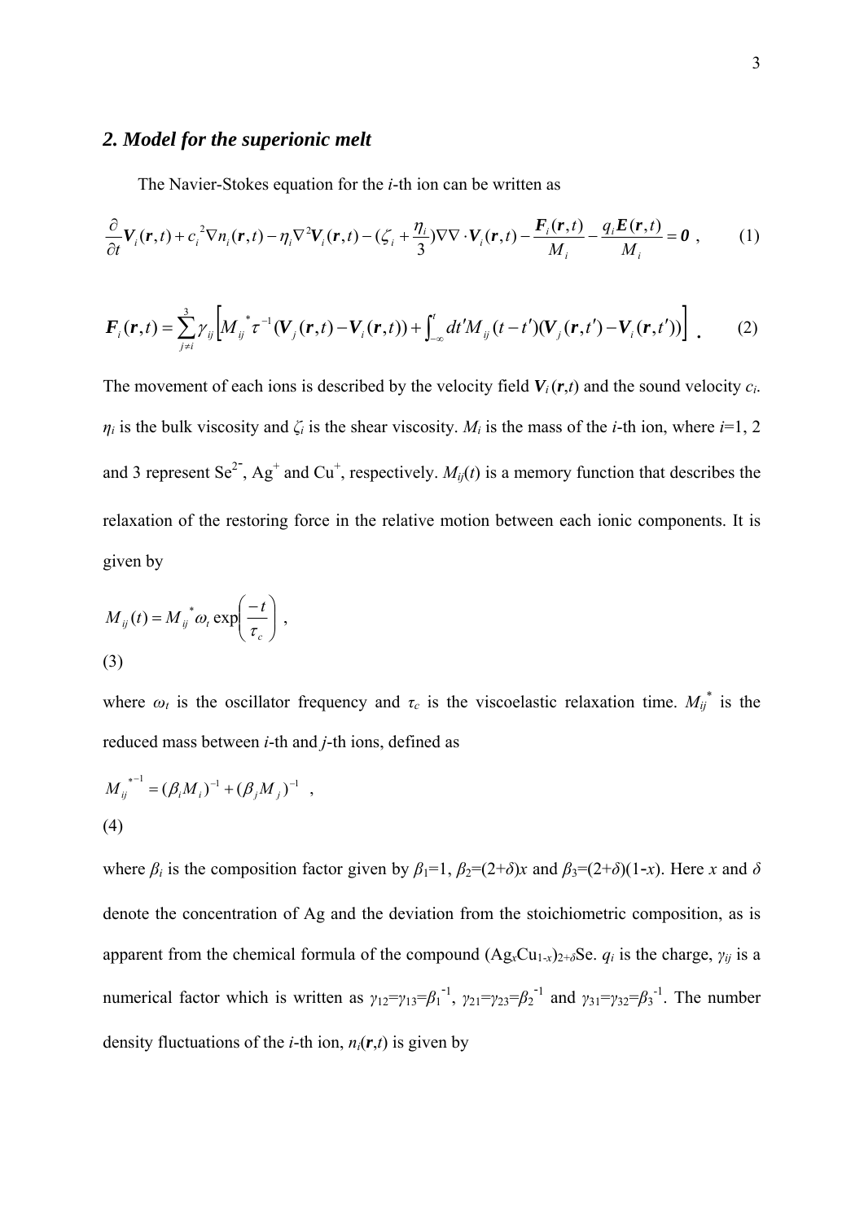## *2. Model for the superionic melt*

The Navier-Stokes equation for the *i*-th ion can be written as

$$\frac{\partial}{\partial t}\boldsymbol{V}_i(\boldsymbol{r},t)+c_i^{\,2}\nabla n_i(\boldsymbol{r},t)-\eta_i\nabla^2\boldsymbol{V}_i(\boldsymbol{r},t)-(\zeta_i+\frac{\eta_i}{3})\nabla\nabla\cdot\boldsymbol{V}_i(\boldsymbol{r},t)-\frac{\boldsymbol{F}_i(\boldsymbol{r},t)}{M_i}-\frac{q_i\boldsymbol{E}(\boldsymbol{r},t)}{M_i}=\boldsymbol{0}\ , \tag{1}$$

$$\boldsymbol{F}_i(\boldsymbol{r},t)=\sum_{j\neq i}^{3}\gamma_{ij}\left[M_{ij}^{\ *}\tau^{-1}(\boldsymbol{V}_j(\boldsymbol{r},t)-\boldsymbol{V}_i(\boldsymbol{r},t))+\int_{-\infty}^{t}dt'M_{ij}(t-t')(\boldsymbol{V}_j(\boldsymbol{r},t')-\boldsymbol{V}_i(\boldsymbol{r},t'))\right]\ . \tag{2}$$

The movement of each ions is described by the velocity field $\boldsymbol{V}_i(\boldsymbol{r},t)$ and the sound velocity $c_i$. $\eta_i$ is the bulk viscosity and $\zeta_i$ is the shear viscosity. $M_i$ is the mass of the *i*-th ion, where $i$=1, 2 and 3 represent $Se^{2-}$, $Ag^{+}$ and $Cu^{+}$, respectively. $M_{ij}(t)$ is a memory function that describes the relaxation of the restoring force in the relative motion between each ionic components. It is given by

$$M_{ij}(t)=M_{ij}^{\ *}\omega_t\exp\left(\frac{-t}{\tau_c}\right)\ , \tag{3}$$

where $\omega_t$ is the oscillator frequency and $\tau_c$ is the viscoelastic relaxation time. $M_{ij}^{\ *}$ is the reduced mass between *i*-th and *j*-th ions, defined as

$$M_{ij}^{\ *-1}=(\beta_i M_i)^{-1}+(\beta_j M_j)^{-1}\ , \tag{4}$$

where $\beta_i$ is the composition factor given by $\beta_1=1$, $\beta_2=(2+\delta)x$ and $\beta_3=(2+\delta)(1-x)$. Here $x$ and $\delta$ denote the concentration of Ag and the deviation from the stoichiometric composition, as is apparent from the chemical formula of the compound $(Ag_xCu_{1-x})_{2+\delta}Se$. $q_i$ is the charge, $\gamma_{ij}$ is a numerical factor which is written as $\gamma_{12}=\gamma_{13}=\beta_1^{-1}$, $\gamma_{21}=\gamma_{23}=\beta_2^{-1}$ and $\gamma_{31}=\gamma_{32}=\beta_3^{-1}$. The number density fluctuations of the *i*-th ion, $n_i(\boldsymbol{r},t)$ is given by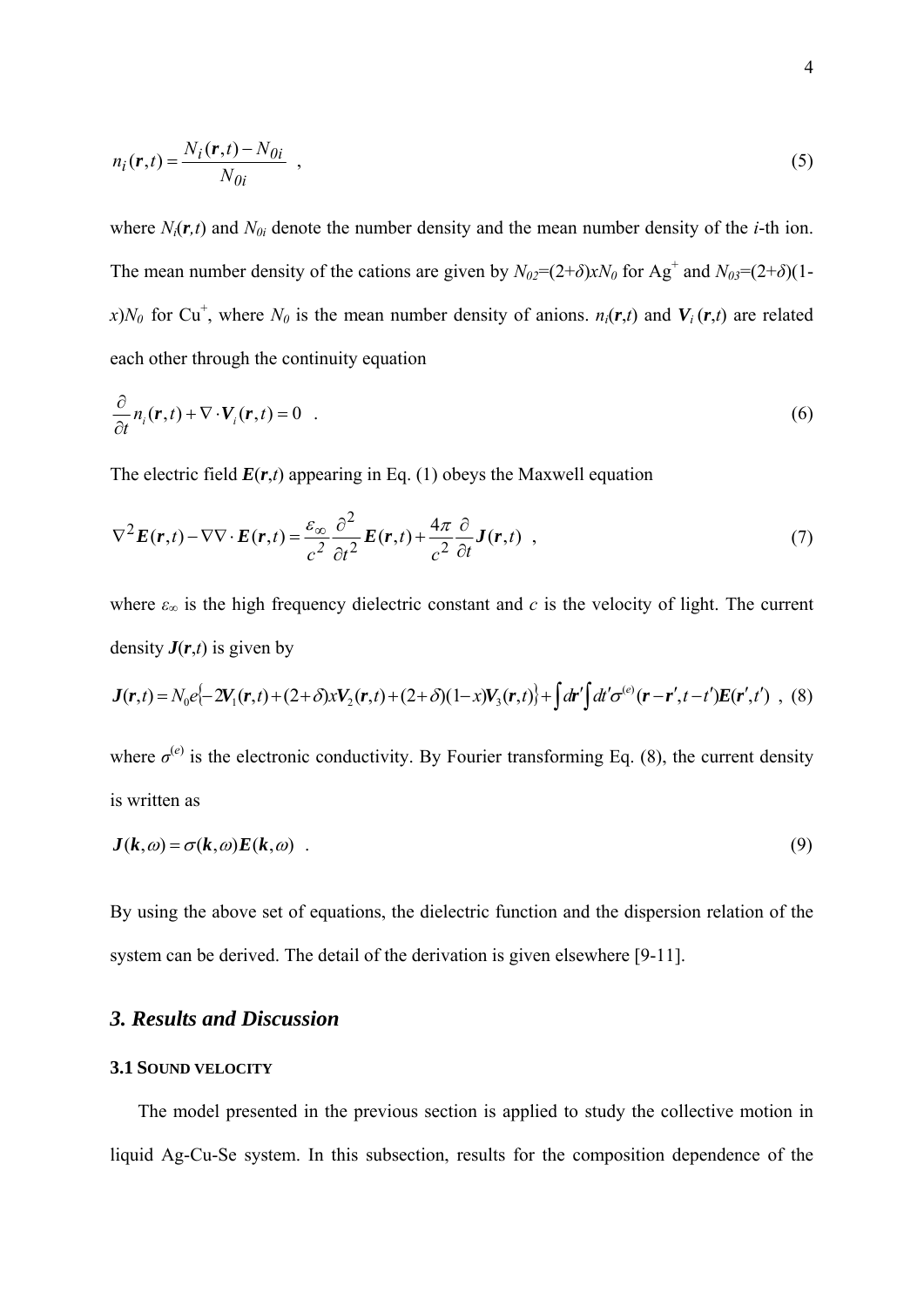$$n_i(\boldsymbol{r},t) = \frac{N_i(\boldsymbol{r},t) - N_{0i}}{N_{0i}} \quad , \tag{5}$$

where $N_i(\boldsymbol{r},t)$ and $N_{0i}$ denote the number density and the mean number density of the $i$-th ion. The mean number density of the cations are given by $N_{02}=(2+\delta)xN_0$ for $Ag^+$ and $N_{03}=(2+\delta)(1-x)N_0$ for $Cu^+$, where $N_0$ is the mean number density of anions. $n_i(\boldsymbol{r},t)$ and $\boldsymbol{V}_i(\boldsymbol{r},t)$ are related each other through the continuity equation

$$\frac{\partial}{\partial t} n_i(\boldsymbol{r},t) + \nabla \cdot \boldsymbol{V}_i(\boldsymbol{r},t) = 0 \quad . \tag{6}$$

The electric field $\boldsymbol{E}(\boldsymbol{r},t)$ appearing in Eq. (1) obeys the Maxwell equation

$$\nabla^2 \boldsymbol{E}(\boldsymbol{r},t) - \nabla\nabla \cdot \boldsymbol{E}(\boldsymbol{r},t) = \frac{\varepsilon_\infty}{c^2}\frac{\partial^2}{\partial t^2}\boldsymbol{E}(\boldsymbol{r},t) + \frac{4\pi}{c^2}\frac{\partial}{\partial t}\boldsymbol{J}(\boldsymbol{r},t) \quad , \tag{7}$$

where $\varepsilon_\infty$ is the high frequency dielectric constant and $c$ is the velocity of light. The current density $\boldsymbol{J}(\boldsymbol{r},t)$ is given by

$$\boldsymbol{J}(\boldsymbol{r},t) = N_0 e\left\{-2\boldsymbol{V}_1(\boldsymbol{r},t) + (2+\delta)x\boldsymbol{V}_2(\boldsymbol{r},t) + (2+\delta)(1-x)\boldsymbol{V}_3(\boldsymbol{r},t)\right\} + \int d\boldsymbol{r}'\int dt' \sigma^{(e)}(\boldsymbol{r}-\boldsymbol{r}', t-t')\boldsymbol{E}(\boldsymbol{r}',t') \quad , \tag{8}$$

where $\sigma^{(e)}$ is the electronic conductivity. By Fourier transforming Eq. (8), the current density is written as

$$\boldsymbol{J}(\boldsymbol{k},\omega) = \sigma(\boldsymbol{k},\omega)\boldsymbol{E}(\boldsymbol{k},\omega) \quad . \tag{9}$$

By using the above set of equations, the dielectric function and the dispersion relation of the system can be derived. The detail of the derivation is given elsewhere [9-11].

## *3. Results and Discussion*

### 3.1 SOUND VELOCITY

The model presented in the previous section is applied to study the collective motion in liquid Ag-Cu-Se system. In this subsection, results for the composition dependence of the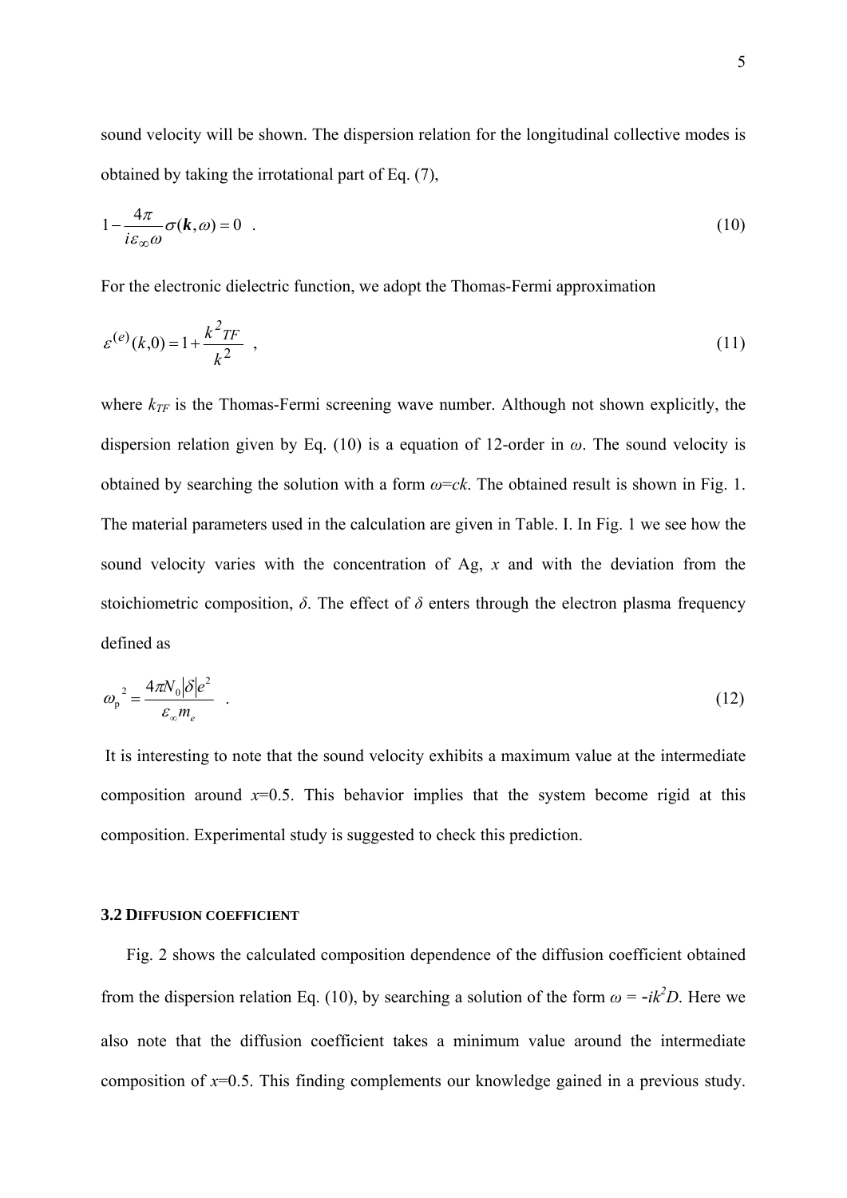sound velocity will be shown. The dispersion relation for the longitudinal collective modes is obtained by taking the irrotational part of Eq. (7),

$$1 - \frac{4\pi}{i\varepsilon_\infty \omega}\sigma(\boldsymbol{k},\omega) = 0 \quad . \tag{10}$$

For the electronic dielectric function, we adopt the Thomas-Fermi approximation

$$\varepsilon^{(e)}(k,0) = 1 + \frac{k^2{}_{TF}}{k^2} \quad , \tag{11}$$

where $k_{TF}$ is the Thomas-Fermi screening wave number. Although not shown explicitly, the dispersion relation given by Eq. (10) is a equation of 12-order in $\omega$. The sound velocity is obtained by searching the solution with a form $\omega$=$ck$. The obtained result is shown in Fig. 1. The material parameters used in the calculation are given in Table. I. In Fig. 1 we see how the sound velocity varies with the concentration of Ag, $x$ and with the deviation from the stoichiometric composition, $\delta$. The effect of $\delta$ enters through the electron plasma frequency defined as

$$\omega_{\mathrm{p}}{}^2 = \frac{4\pi N_0 |\delta| e^2}{\varepsilon_\infty m_e} \quad . \tag{12}$$

It is interesting to note that the sound velocity exhibits a maximum value at the intermediate composition around $x$=0.5. This behavior implies that the system become rigid at this composition. Experimental study is suggested to check this prediction.

### 3.2 Diffusion coefficient

Fig. 2 shows the calculated composition dependence of the diffusion coefficient obtained from the dispersion relation Eq. (10), by searching a solution of the form $\omega = -ik^2 D$. Here we also note that the diffusion coefficient takes a minimum value around the intermediate composition of $x$=0.5. This finding complements our knowledge gained in a previous study.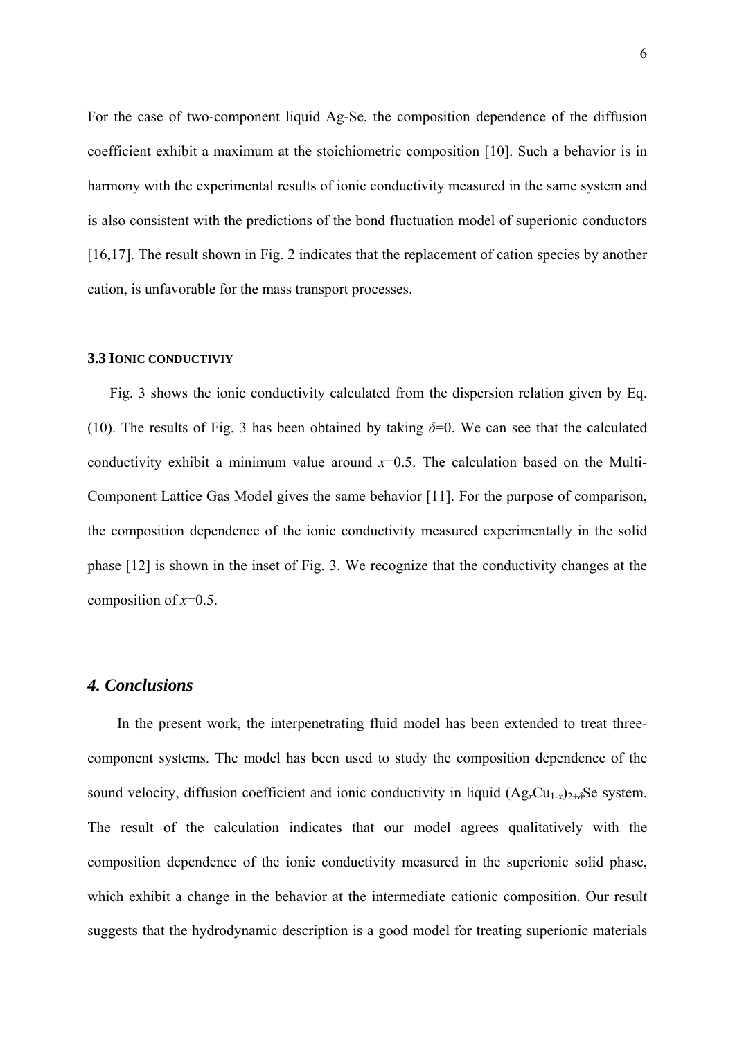For the case of two-component liquid Ag-Se, the composition dependence of the diffusion coefficient exhibit a maximum at the stoichiometric composition [10]. Such a behavior is in harmony with the experimental results of ionic conductivity measured in the same system and is also consistent with the predictions of the bond fluctuation model of superionic conductors [16,17]. The result shown in Fig. 2 indicates that the replacement of cation species by another cation, is unfavorable for the mass transport processes.

### 3.3 Ionic conductiviy

Fig. 3 shows the ionic conductivity calculated from the dispersion relation given by Eq. (10). The results of Fig. 3 has been obtained by taking $\delta$=0. We can see that the calculated conductivity exhibit a minimum value around $x$=0.5. The calculation based on the Multi-Component Lattice Gas Model gives the same behavior [11]. For the purpose of comparison, the composition dependence of the ionic conductivity measured experimentally in the solid phase [12] is shown in the inset of Fig. 3. We recognize that the conductivity changes at the composition of $x$=0.5.

## *4. Conclusions*

In the present work, the interpenetrating fluid model has been extended to treat three-component systems. The model has been used to study the composition dependence of the sound velocity, diffusion coefficient and ionic conductivity in liquid $(Ag_xCu_{1-x})_{2+\delta}Se$ system. The result of the calculation indicates that our model agrees qualitatively with the composition dependence of the ionic conductivity measured in the superionic solid phase, which exhibit a change in the behavior at the intermediate cationic composition. Our result suggests that the hydrodynamic description is a good model for treating superionic materials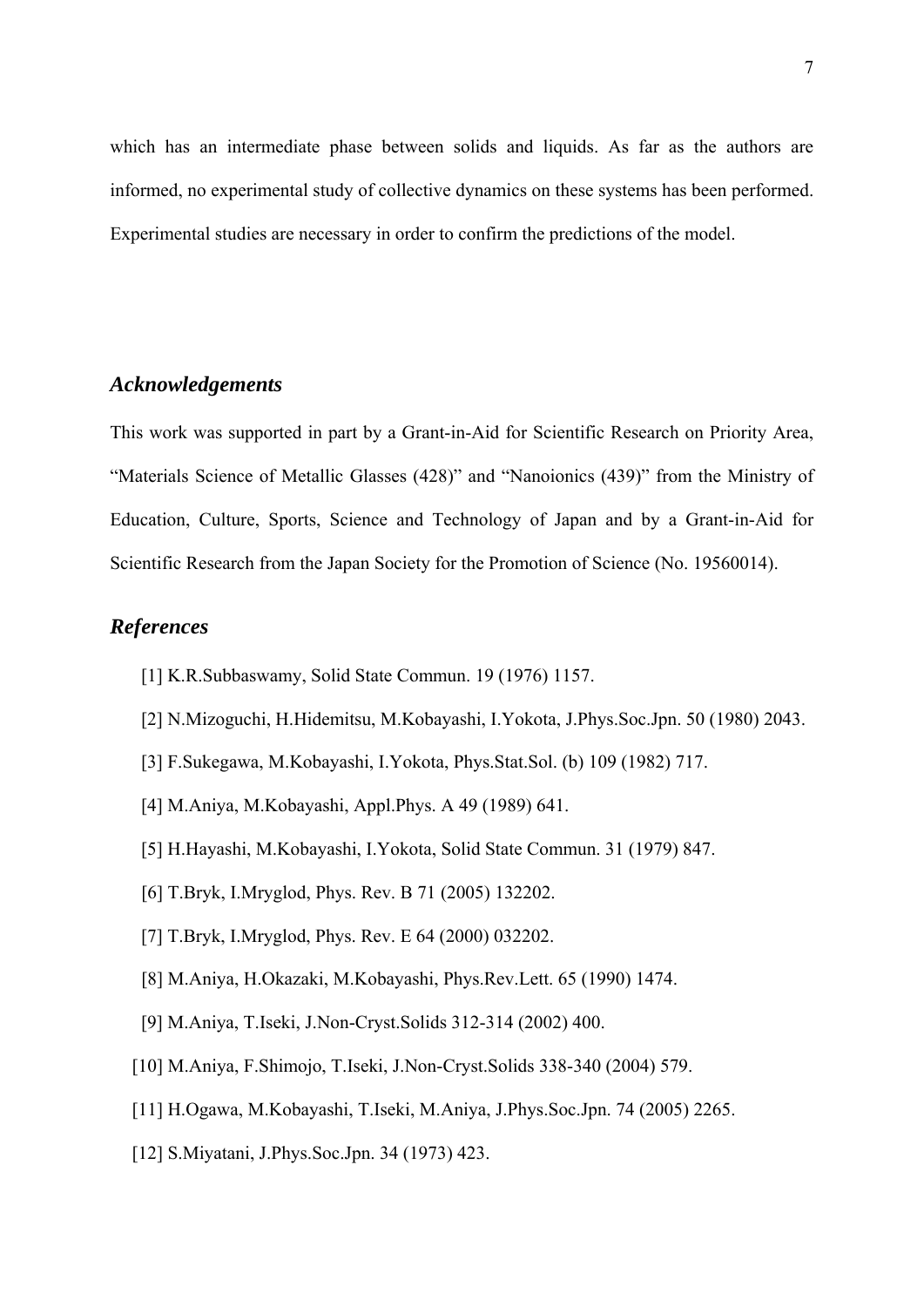which has an intermediate phase between solids and liquids. As far as the authors are informed, no experimental study of collective dynamics on these systems has been performed. Experimental studies are necessary in order to confirm the predictions of the model.

## *Acknowledgements*

This work was supported in part by a Grant-in-Aid for Scientific Research on Priority Area, "Materials Science of Metallic Glasses (428)" and "Nanoionics (439)" from the Ministry of Education, Culture, Sports, Science and Technology of Japan and by a Grant-in-Aid for Scientific Research from the Japan Society for the Promotion of Science (No. 19560014).

## *References*

[1] K.R.Subbaswamy, Solid State Commun. 19 (1976) 1157.

[2] N.Mizoguchi, H.Hidemitsu, M.Kobayashi, I.Yokota, J.Phys.Soc.Jpn. 50 (1980) 2043.

[3] F.Sukegawa, M.Kobayashi, I.Yokota, Phys.Stat.Sol. (b) 109 (1982) 717.

[4] M.Aniya, M.Kobayashi, Appl.Phys. A 49 (1989) 641.

[5] H.Hayashi, M.Kobayashi, I.Yokota, Solid State Commun. 31 (1979) 847.

[6] T.Bryk, I.Mryglod, Phys. Rev. B 71 (2005) 132202.

[7] T.Bryk, I.Mryglod, Phys. Rev. E 64 (2000) 032202.

[8] M.Aniya, H.Okazaki, M.Kobayashi, Phys.Rev.Lett. 65 (1990) 1474.

[9] M.Aniya, T.Iseki, J.Non-Cryst.Solids 312-314 (2002) 400.

[10] M.Aniya, F.Shimojo, T.Iseki, J.Non-Cryst.Solids 338-340 (2004) 579.

[11] H.Ogawa, M.Kobayashi, T.Iseki, M.Aniya, J.Phys.Soc.Jpn. 74 (2005) 2265.

[12] S.Miyatani, J.Phys.Soc.Jpn. 34 (1973) 423.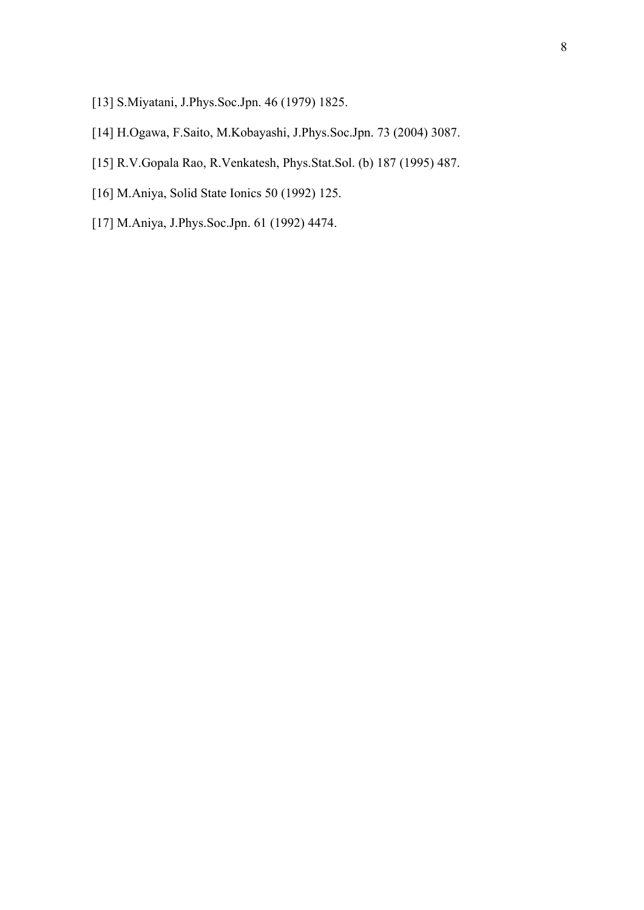[13] S.Miyatani, J.Phys.Soc.Jpn. 46 (1979) 1825.

[14] H.Ogawa, F.Saito, M.Kobayashi, J.Phys.Soc.Jpn. 73 (2004) 3087.

[15] R.V.Gopala Rao, R.Venkatesh, Phys.Stat.Sol. (b) 187 (1995) 487.

[16] M.Aniya, Solid State Ionics 50 (1992) 125.

[17] M.Aniya, J.Phys.Soc.Jpn. 61 (1992) 4474.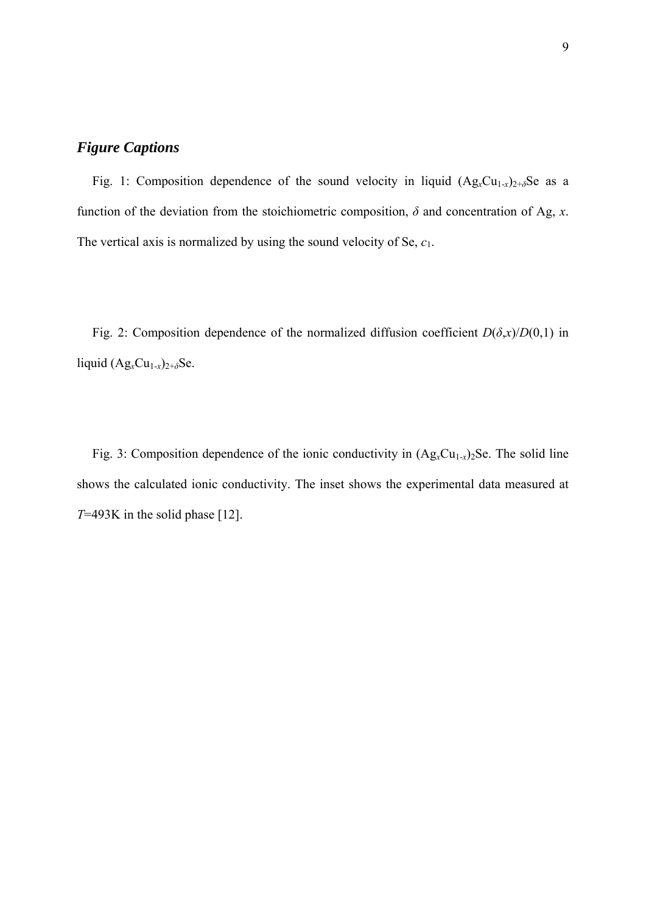## *Figure Captions*

Fig. 1: Composition dependence of the sound velocity in liquid $(Ag_xCu_{1-x})_{2+\delta}Se$ as a function of the deviation from the stoichiometric composition, $\delta$ and concentration of Ag, $x$. The vertical axis is normalized by using the sound velocity of Se, $c_1$.

Fig. 2: Composition dependence of the normalized diffusion coefficient $D(\delta,x)/D(0,1)$ in liquid $(Ag_xCu_{1-x})_{2+\delta}Se$.

Fig. 3: Composition dependence of the ionic conductivity in $(Ag_xCu_{1-x})_2Se$. The solid line shows the calculated ionic conductivity. The inset shows the experimental data measured at $T$=493K in the solid phase [12].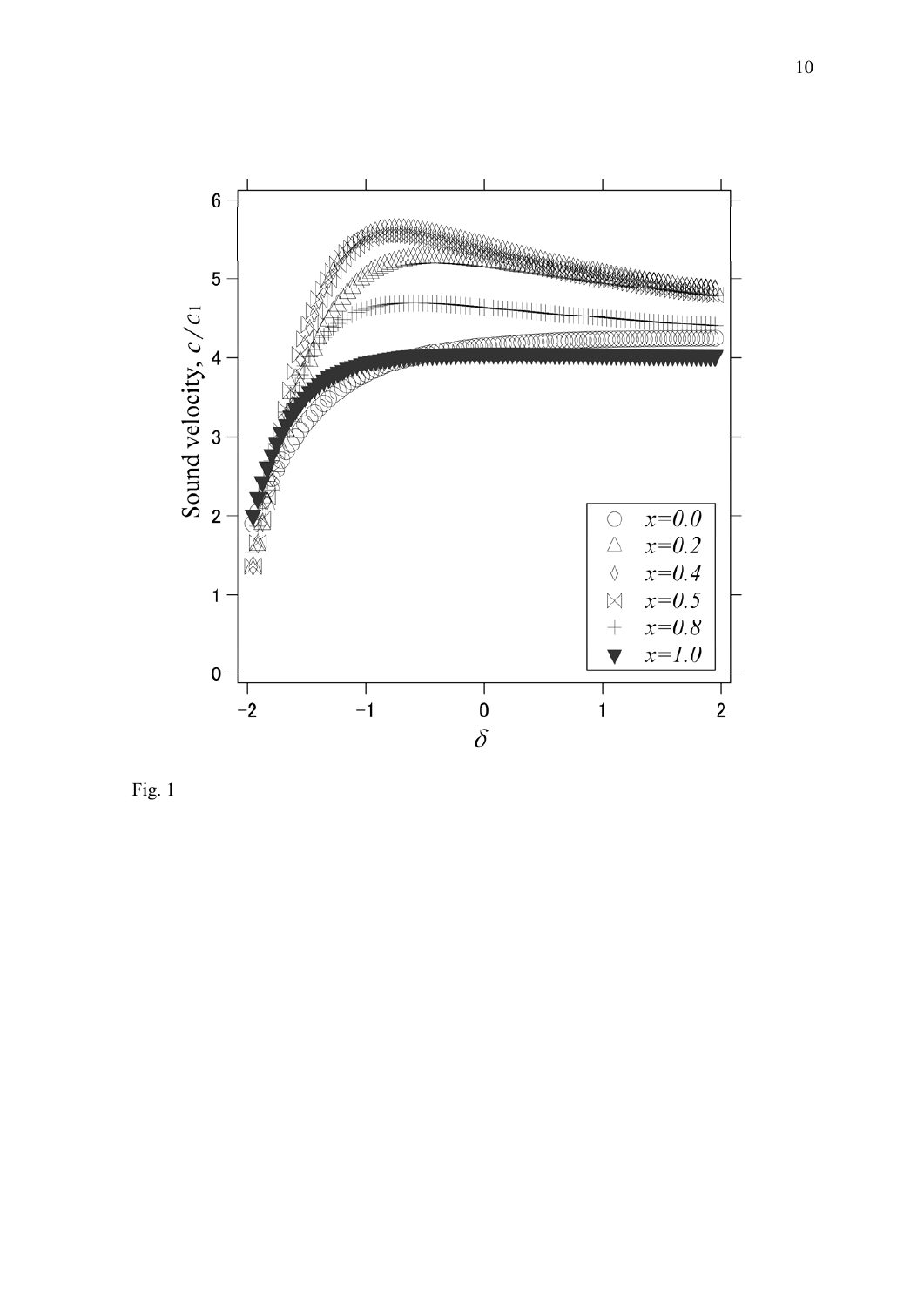Fig. 1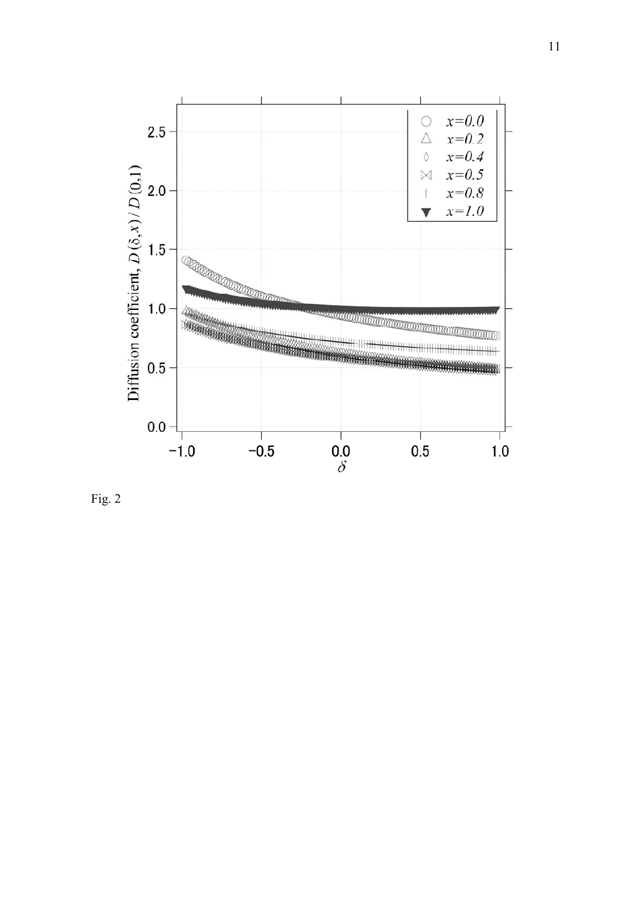Fig. 2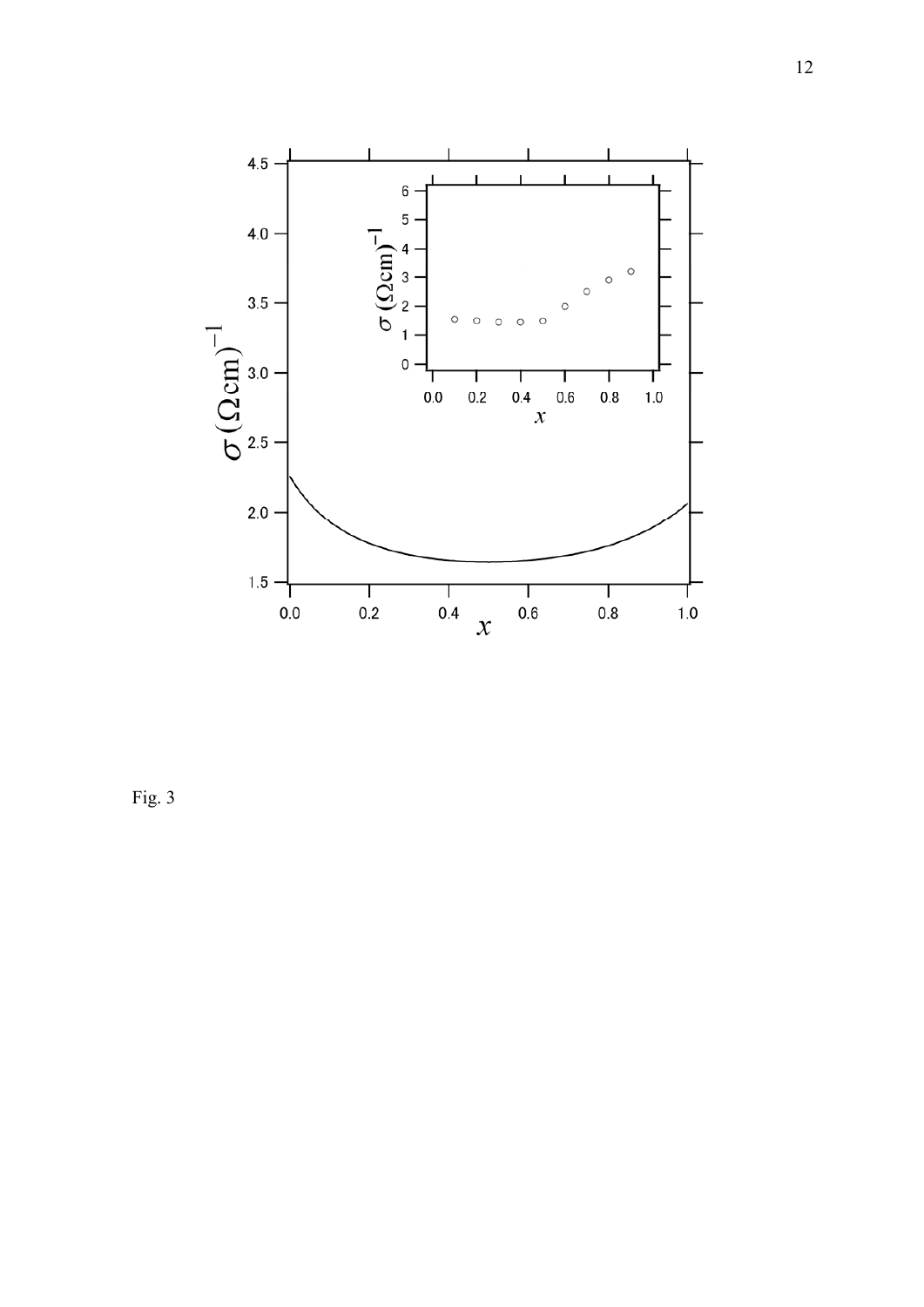Fig. 3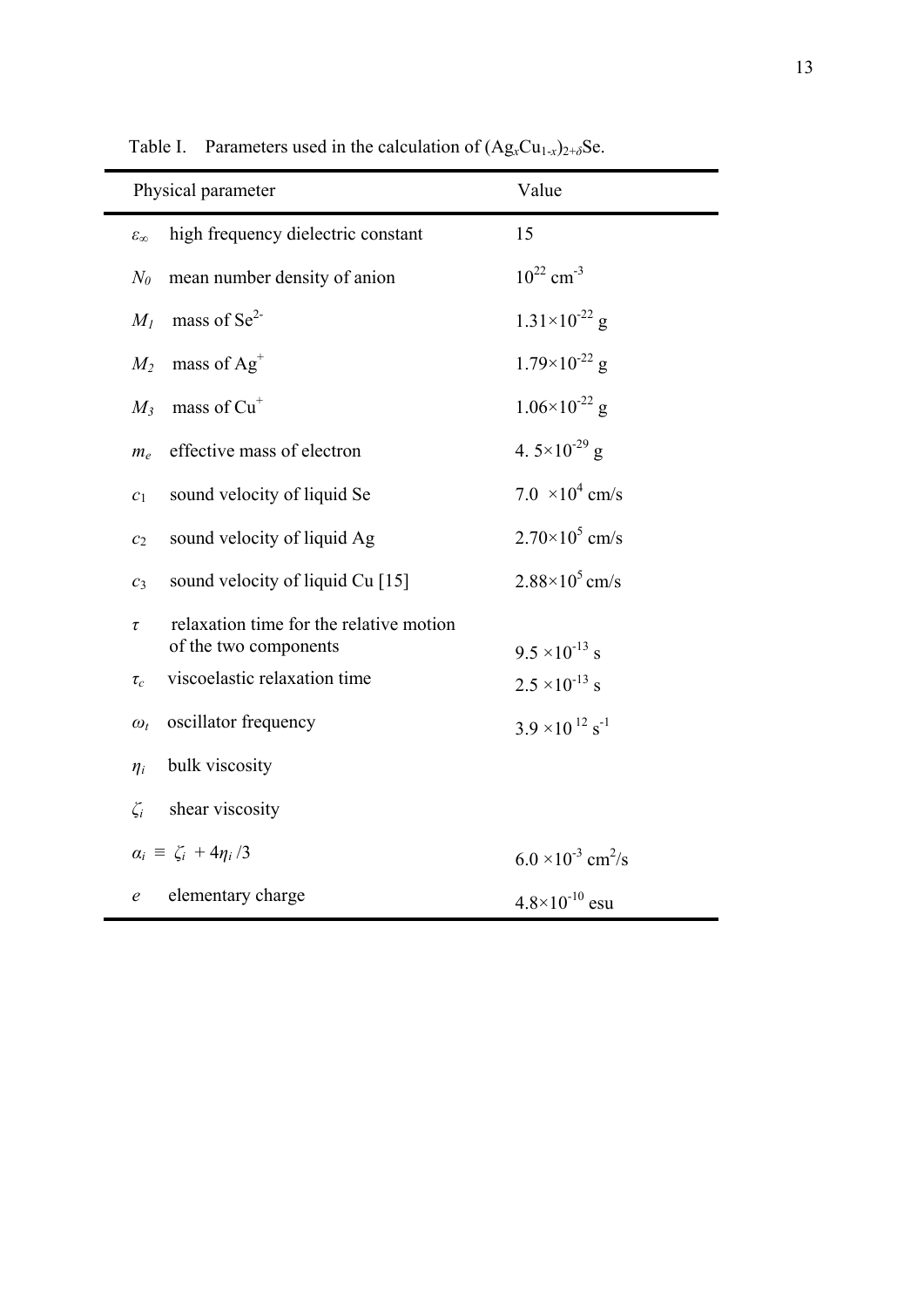Table I. Parameters used in the calculation of $(Ag_xCu_{1-x})_{2+\delta}Se$.

| Physical parameter | Value |
|---|---|
| $\varepsilon_\infty$ high frequency dielectric constant | 15 |
| $N_0$ mean number density of anion | $10^{22}$ cm$^{-3}$ |
| $M_1$ mass of $Se^{2-}$ | $1.31\times10^{-22}$ g |
| $M_2$ mass of $Ag^+$ | $1.79\times10^{-22}$ g |
| $M_3$ mass of $Cu^+$ | $1.06\times10^{-22}$ g |
| $m_e$ effective mass of electron | $4.5\times10^{-29}$ g |
| $c_1$ sound velocity of liquid Se | $7.0\times10^4$ cm/s |
| $c_2$ sound velocity of liquid Ag | $2.70\times10^5$ cm/s |
| $c_3$ sound velocity of liquid Cu [15] | $2.88\times10^5$ cm/s |
| $\tau$ relaxation time for the relative motion of the two components | $9.5\times10^{-13}$ s |
| $\tau_c$ viscoelastic relaxation time | $2.5\times10^{-13}$ s |
| $\omega_t$ oscillator frequency | $3.9\times10^{12}$ s$^{-1}$ |
| $\eta_i$ bulk viscosity | |
| $\zeta_i$ shear viscosity | |
| $\alpha_i \equiv \zeta_i + 4\eta_i/3$ | $6.0\times10^{-3}$ cm$^2$/s |
| $e$ elementary charge | $4.8\times10^{-10}$ esu |